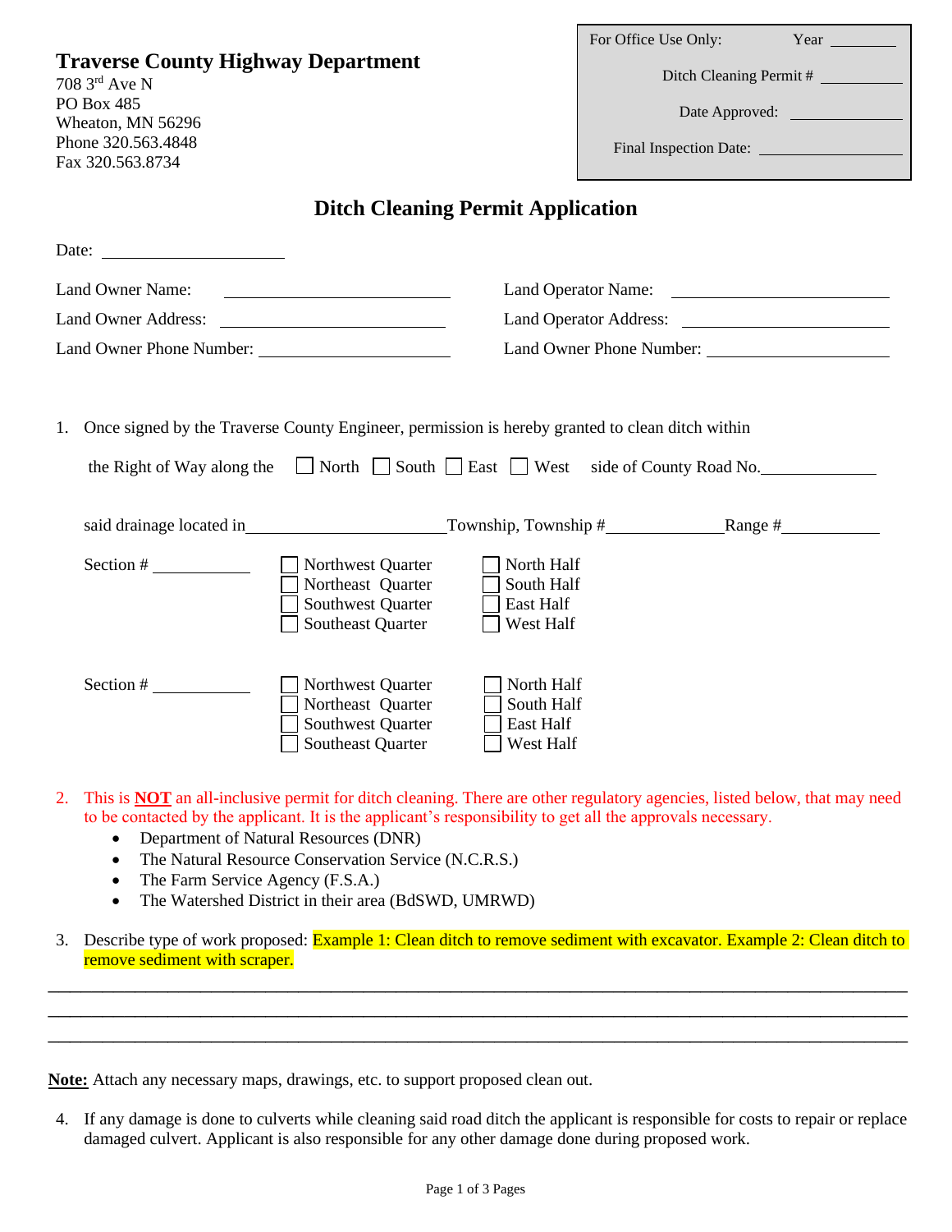**Traverse County Highway Department**
708 3rd Ave N
PO Box 485
Wheaton, MN 56296
Phone 320.563.4848
Fax 320.563.8734

For Office Use Only: Year ________

Ditch Cleaning Permit # __________

Date Approved: __________

Final Inspection Date: __________

# Ditch Cleaning Permit Application

Date: ____________________

Land Owner Name: ____________________

Land Owner Address: ____________________

Land Owner Phone Number: ____________________

Land Operator Name: ____________________

Land Operator Address: ____________________

Land Owner Phone Number: ____________________

1. Once signed by the Traverse County Engineer, permission is hereby granted to clean ditch within

   the Right of Way along the ☐ North ☐ South ☐ East ☐ West side of County Road No.____________

   said drainage located in____________________Township, Township #____________Range #__________

   Section # __________
   ☐ Northwest Quarter ☐ North Half
   ☐ Northeast Quarter ☐ South Half
   ☐ Southwest Quarter ☐ East Half
   ☐ Southeast Quarter ☐ West Half

   Section # __________
   ☐ Northwest Quarter ☐ North Half
   ☐ Northeast Quarter ☐ South Half
   ☐ Southwest Quarter ☐ East Half
   ☐ Southeast Quarter ☐ West Half

2. This is **NOT** an all-inclusive permit for ditch cleaning. There are other regulatory agencies, listed below, that may need to be contacted by the applicant. It is the applicant's responsibility to get all the approvals necessary.
   - Department of Natural Resources (DNR)
   - The Natural Resource Conservation Service (N.C.R.S.)
   - The Farm Service Agency (F.S.A.)
   - The Watershed District in their area (BdSWD, UMRWD)

3. Describe type of work proposed: Example 1: Clean ditch to remove sediment with excavator. Example 2: Clean ditch to remove sediment with scraper.

________________________________________________________________________________

________________________________________________________________________________

________________________________________________________________________________

**Note:** Attach any necessary maps, drawings, etc. to support proposed clean out.

4. If any damage is done to culverts while cleaning said road ditch the applicant is responsible for costs to repair or replace damaged culvert. Applicant is also responsible for any other damage done during proposed work.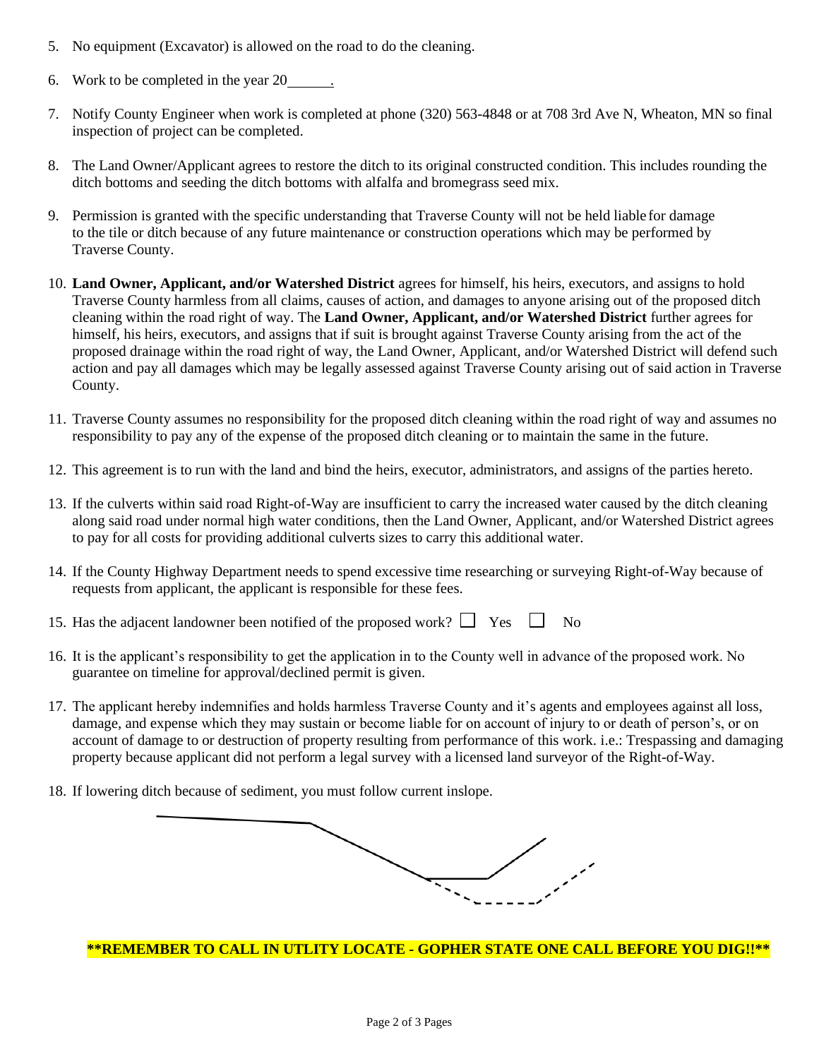5. No equipment (Excavator) is allowed on the road to do the cleaning.

6. Work to be completed in the year 20______.

7. Notify County Engineer when work is completed at phone (320) 563-4848 or at 708 3rd Ave N, Wheaton, MN so final inspection of project can be completed.

8. The Land Owner/Applicant agrees to restore the ditch to its original constructed condition. This includes rounding the ditch bottoms and seeding the ditch bottoms with alfalfa and bromegrass seed mix.

9. Permission is granted with the specific understanding that Traverse County will not be held liable for damage to the tile or ditch because of any future maintenance or construction operations which may be performed by Traverse County.

10. **Land Owner, Applicant, and/or Watershed District** agrees for himself, his heirs, executors, and assigns to hold Traverse County harmless from all claims, causes of action, and damages to anyone arising out of the proposed ditch cleaning within the road right of way. The **Land Owner, Applicant, and/or Watershed District** further agrees for himself, his heirs, executors, and assigns that if suit is brought against Traverse County arising from the act of the proposed drainage within the road right of way, the Land Owner, Applicant, and/or Watershed District will defend such action and pay all damages which may be legally assessed against Traverse County arising out of said action in Traverse County.

11. Traverse County assumes no responsibility for the proposed ditch cleaning within the road right of way and assumes no responsibility to pay any of the expense of the proposed ditch cleaning or to maintain the same in the future.

12. This agreement is to run with the land and bind the heirs, executor, administrators, and assigns of the parties hereto.

13. If the culverts within said road Right-of-Way are insufficient to carry the increased water caused by the ditch cleaning along said road under normal high water conditions, then the Land Owner, Applicant, and/or Watershed District agrees to pay for all costs for providing additional culverts sizes to carry this additional water.

14. If the County Highway Department needs to spend excessive time researching or surveying Right-of-Way because of requests from applicant, the applicant is responsible for these fees.

15. Has the adjacent landowner been notified of the proposed work? ☐ Yes ☐ No

16. It is the applicant's responsibility to get the application in to the County well in advance of the proposed work. No guarantee on timeline for approval/declined permit is given.

17. The applicant hereby indemnifies and holds harmless Traverse County and it's agents and employees against all loss, damage, and expense which they may sustain or become liable for on account of injury to or death of person's, or on account of damage to or destruction of property resulting from performance of this work. i.e.: Trespassing and damaging property because applicant did not perform a legal survey with a licensed land surveyor of the Right-of-Way.

18. If lowering ditch because of sediment, you must follow current inslope.

**\*\*REMEMBER TO CALL IN UTLITY LOCATE - GOPHER STATE ONE CALL BEFORE YOU DIG!!\*\***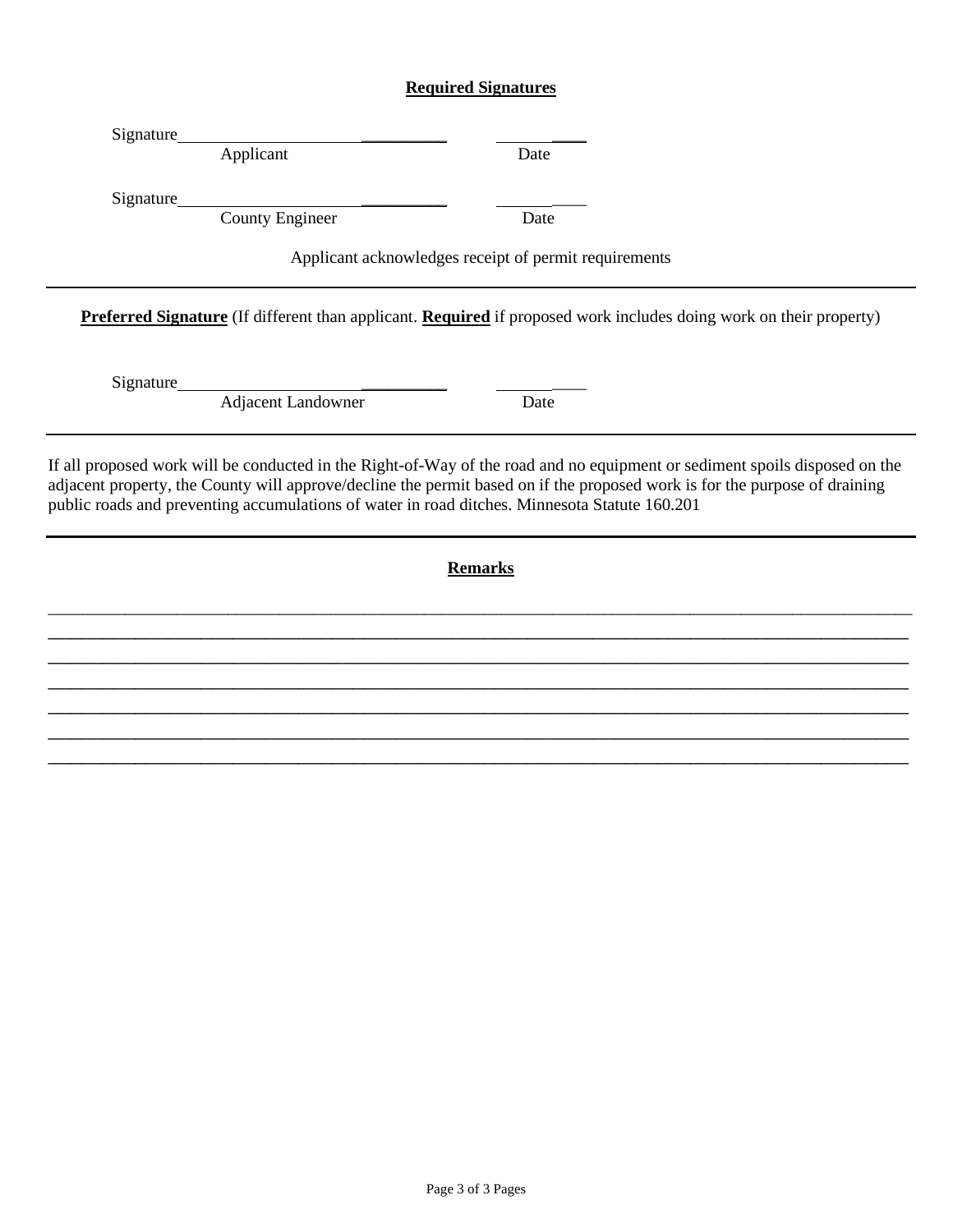**Required Signatures**

Signature______________________________ ________
Applicant Date

Signature______________________________ ________
County Engineer Date

Applicant acknowledges receipt of permit requirements

---

**Preferred Signature** (If different than applicant. **Required** if proposed work includes doing work on their property)

Signature______________________________ ________
Adjacent Landowner Date

---

If all proposed work will be conducted in the Right-of-Way of the road and no equipment or sediment spoils disposed on the adjacent property, the County will approve/decline the permit based on if the proposed work is for the purpose of draining public roads and preventing accumulations of water in road ditches. Minnesota Statute 160.201

---

**Remarks**

_____________________________________________________________________________________________
_____________________________________________________________________________________________
_____________________________________________________________________________________________
_____________________________________________________________________________________________
_____________________________________________________________________________________________
_____________________________________________________________________________________________
_____________________________________________________________________________________________